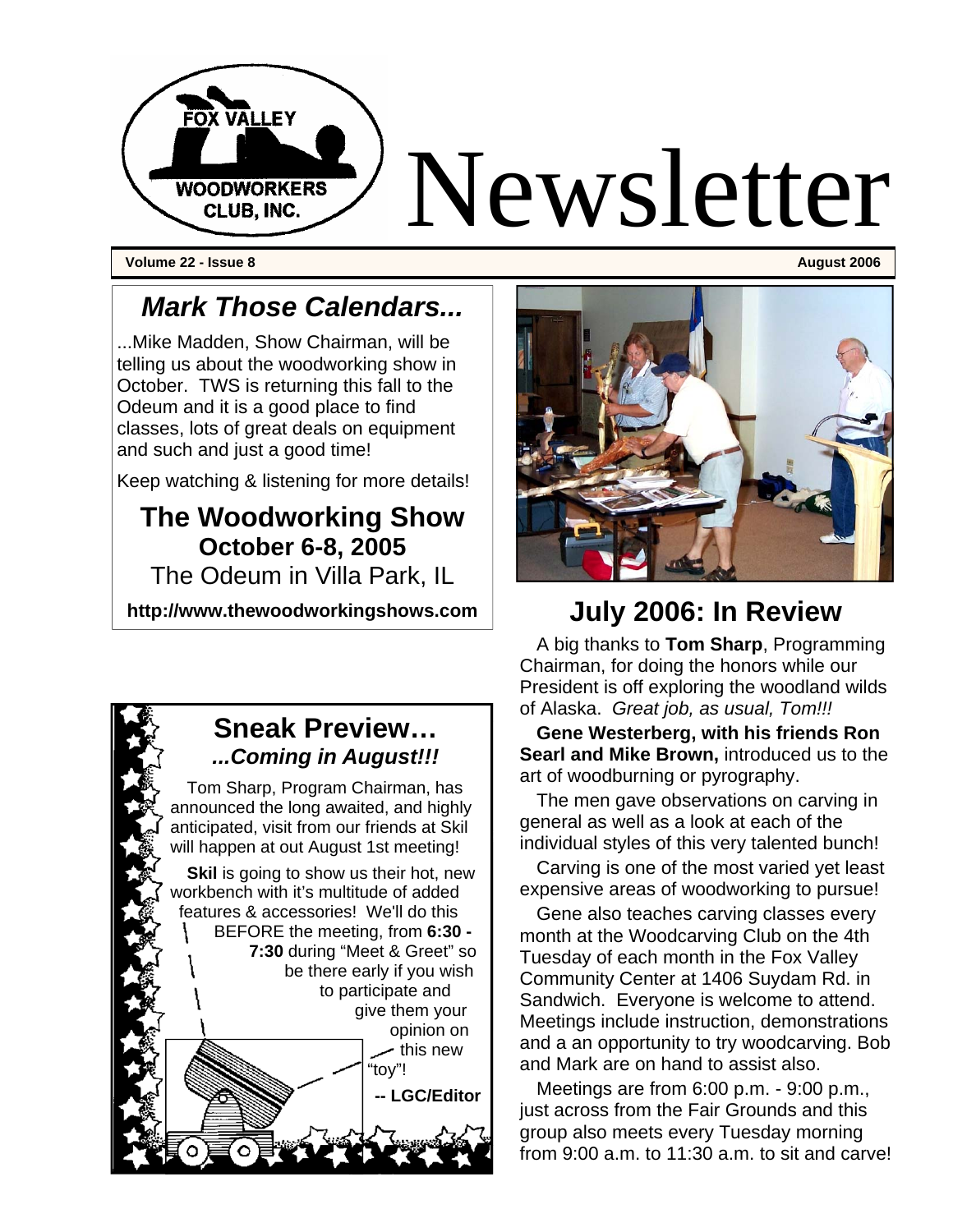# Newsletter

Fox Valley Woodworkers Club, Inc.

**Volume 22 - Issue 8** **August 2006**

## *Mark Those Calendars...*

...Mike Madden, Show Chairman, will be telling us about the woodworking show in October. TWS is returning this fall to the Odeum and it is a good place to find classes, lots of great deals on equipment and such and just a good time!

Keep watching & listening for more details!

### The Woodworking Show
**October 6-8, 2005**
The Odeum in Villa Park, IL

**http://www.thewoodworkingshows.com**

## Sneak Preview…
### *...Coming in August!!!*

Tom Sharp, Program Chairman, has announced the long awaited, and highly anticipated, visit from our friends at Skil will happen at out August 1st meeting!

**Skil** is going to show us their hot, new workbench with it's multitude of added features & accessories! We'll do this BEFORE the meeting, from **6:30 - 7:30** during "Meet & Greet" so be there early if you wish to participate and give them your opinion on this new "toy"!

**-- LGC/Editor**

## July 2006: In Review

A big thanks to **Tom Sharp**, Programming Chairman, for doing the honors while our President is off exploring the woodland wilds of Alaska. *Great job, as usual, Tom!!!*

**Gene Westerberg, with his friends Ron Searl and Mike Brown,** introduced us to the art of woodburning or pyrography.

The men gave observations on carving in general as well as a look at each of the individual styles of this very talented bunch!

Carving is one of the most varied yet least expensive areas of woodworking to pursue!

Gene also teaches carving classes every month at the Woodcarving Club on the 4th Tuesday of each month in the Fox Valley Community Center at 1406 Suydam Rd. in Sandwich. Everyone is welcome to attend. Meetings include instruction, demonstrations and a an opportunity to try woodcarving. Bob and Mark are on hand to assist also.

Meetings are from 6:00 p.m. - 9:00 p.m., just across from the Fair Grounds and this group also meets every Tuesday morning from 9:00 a.m. to 11:30 a.m. to sit and carve!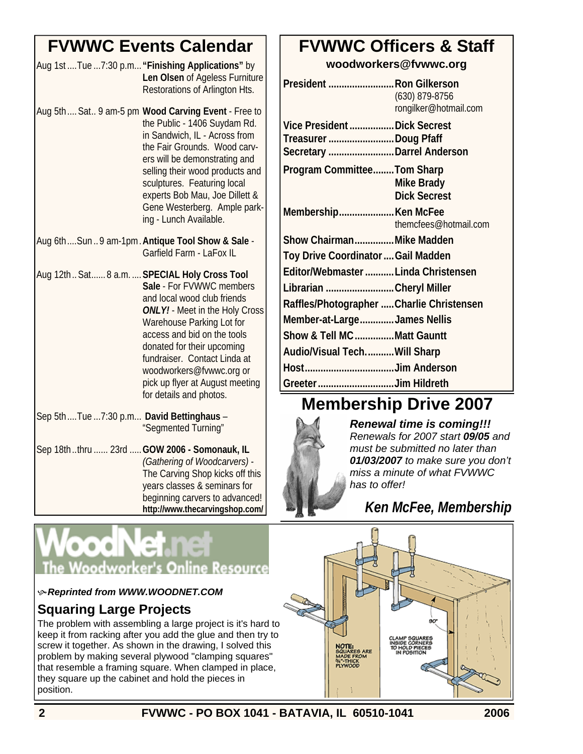## FVWWC Events Calendar

| Date | Event |
|---|---|
| Aug 1st....Tue...7:30 p.m. | **"Finishing Applications"** by **Len Olsen** of Ageless Furniture Restorations of Arlington Hts. |
| Aug 5th....Sat.. 9 am-5 pm | **Wood Carving Event** - Free to the Public - 1406 Suydam Rd. in Sandwich, IL - Across from the Fair Grounds. Wood carvers will be demonstrating and selling their wood products and sculptures. Featuring local experts Bob Mau, Joe Dillett & Gene Westerberg. Ample parking - Lunch Available. |
| Aug 6th....Sun..9 am-1pm | **Antique Tool Show & Sale** - Garfield Farm - LaFox IL |
| Aug 12th..Sat......8 a.m. | **SPECIAL Holy Cross Tool Sale** - For FVWWC members and local wood club friends ***ONLY!*** - Meet in the Holy Cross Warehouse Parking Lot for access and bid on the tools donated for their upcoming fundraiser. Contact Linda at woodworkers@fvwwc.org or pick up flyer at August meeting for details and photos. |
| Sep 5th....Tue...7:30 p.m. | **David Bettinghaus** – "Segmented Turning" |
| Sep 18th..thru......23rd | **GOW 2006 - Somonauk, IL** *(Gathering of Woodcarvers)* - The Carving Shop kicks off this years classes & seminars for beginning carvers to advanced! **http://www.thecarvingshop.com/** |

## FVWWC Officers & Staff

**woodworkers@fvwwc.org**

| Position | Name |
|---|---|
| **President** | **Ron Gilkerson** (630) 879-8756 rongilker@hotmail.com |
| **Vice President** | **Dick Secrest** |
| **Treasurer** | **Doug Pfaff** |
| **Secretary** | **Darrel Anderson** |
| **Program Committee** | **Tom Sharp**, **Mike Brady**, **Dick Secrest** |
| **Membership** | **Ken McFee** themcfees@hotmail.com |
| **Show Chairman** | **Mike Madden** |
| **Toy Drive Coordinator** | **Gail Madden** |
| **Editor/Webmaster** | **Linda Christensen** |
| **Librarian** | **Cheryl Miller** |
| **Raffles/Photographer** | **Charlie Christensen** |
| **Member-at-Large** | **James Nellis** |
| **Show & Tell MC** | **Matt Gauntt** |
| **Audio/Visual Tech.** | **Will Sharp** |
| **Host** | **Jim Anderson** |
| **Greeter** | **Jim Hildreth** |

## Membership Drive 2007

***Renewal time is coming!!!***
*Renewals for 2007 start* ***09/05*** *and must be submitted no later than* ***01/03/2007*** *to make sure you don't miss a minute of what FVWWC has to offer!*

***Ken McFee, Membership***

WoodNet.net
The Woodworker's Online Resource

***Reprinted from WWW.WOODNET.COM***

### Squaring Large Projects

The problem with assembling a large project is it's hard to keep it from racking after you add the glue and then try to screw it together. As shown in the drawing, I solved this problem by making several plywood "clamping squares" that resemble a framing square. When clamped in place, they square up the cabinet and hold the pieces in position.

NOTE: SQUARES ARE MADE FROM ¾"-THICK PLYWOOD

CLAMP SQUARES INSIDE CORNERS TO HOLD PIECES IN POSITION

FVWWC - PO BOX 1041 - BATAVIA, IL 60510-1041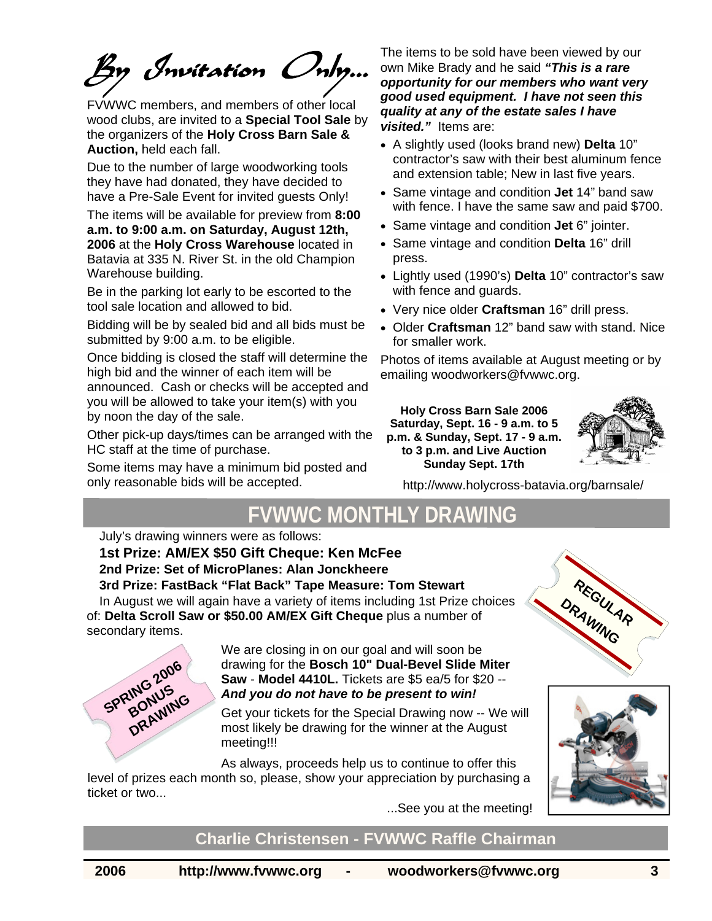# *By Invitation Only...*

FVWWC members, and members of other local wood clubs, are invited to a **Special Tool Sale** by the organizers of the **Holy Cross Barn Sale & Auction,** held each fall.

Due to the number of large woodworking tools they have had donated, they have decided to have a Pre-Sale Event for invited guests Only!

The items will be available for preview from **8:00 a.m. to 9:00 a.m. on Saturday, August 12th, 2006** at the **Holy Cross Warehouse** located in Batavia at 335 N. River St. in the old Champion Warehouse building.

Be in the parking lot early to be escorted to the tool sale location and allowed to bid.

Bidding will be by sealed bid and all bids must be submitted by 9:00 a.m. to be eligible.

Once bidding is closed the staff will determine the high bid and the winner of each item will be announced. Cash or checks will be accepted and you will be allowed to take your item(s) with you by noon the day of the sale.

Other pick-up days/times can be arranged with the HC staff at the time of purchase.

Some items may have a minimum bid posted and only reasonable bids will be accepted.

The items to be sold have been viewed by our own Mike Brady and he said ***"This is a rare opportunity for our members who want very good used equipment. I have not seen this quality at any of the estate sales I have visited."*** Items are:

- A slightly used (looks brand new) **Delta** 10" contractor's saw with their best aluminum fence and extension table; New in last five years.
- Same vintage and condition **Jet** 14" band saw with fence. I have the same saw and paid $700.
- Same vintage and condition **Jet** 6" jointer.
- Same vintage and condition **Delta** 16" drill press.
- Lightly used (1990's) **Delta** 10" contractor's saw with fence and guards.
- Very nice older **Craftsman** 16" drill press.
- Older **Craftsman** 12" band saw with stand. Nice for smaller work.

Photos of items available at August meeting or by emailing woodworkers@fvwwc.org.

**Holy Cross Barn Sale 2006**
**Saturday, Sept. 16 - 9 a.m. to 5 p.m. & Sunday, Sept. 17 - 9 a.m. to 3 p.m. and Live Auction Sunday Sept. 17th**

http://www.holycross-batavia.org/barnsale/

## FVWWC MONTHLY DRAWING

REGULAR DRAWING

July's drawing winners were as follows:

**1st Prize: AM/EX $50 Gift Cheque: Ken McFee**
**2nd Prize: Set of MicroPlanes: Alan Jonckheere**
**3rd Prize: FastBack "Flat Back" Tape Measure: Tom Stewart**

In August we will again have a variety of items including 1st Prize choices of: **Delta Scroll Saw or $50.00 AM/EX Gift Cheque** plus a number of secondary items.

SPRING 2006 BONUS DRAWING

We are closing in on our goal and will soon be drawing for the **Bosch 10" Dual-Bevel Slide Miter Saw** - **Model 4410L.** Tickets are $5 ea/5 for $20 -- ***And you do not have to be present to win!***

Get your tickets for the Special Drawing now -- We will most likely be drawing for the winner at the August meeting!!!

As always, proceeds help us to continue to offer this level of prizes each month so, please, show your appreciation by purchasing a ticket or two...

...See you at the meeting!

**Charlie Christensen - FVWWC Raffle Chairman**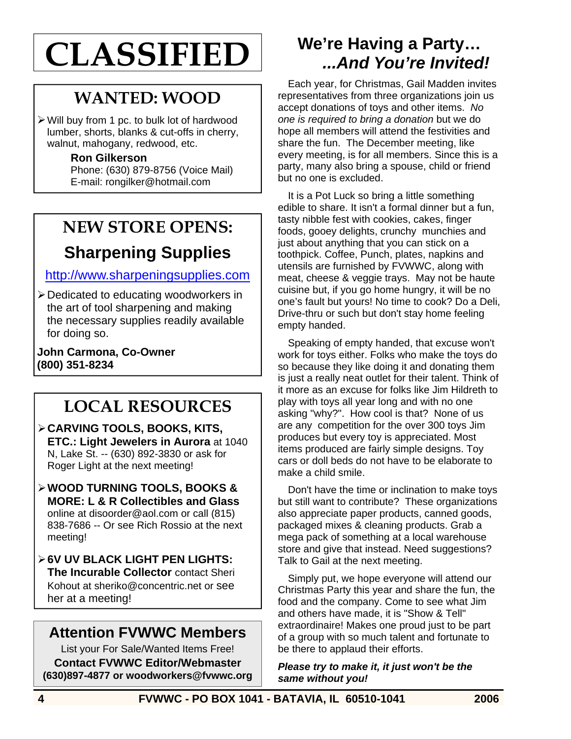# CLASSIFIED

## WANTED: WOOD

- Will buy from 1 pc. to bulk lot of hardwood lumber, shorts, blanks & cut-offs in cherry, walnut, mahogany, redwood, etc.

  **Ron Gilkerson**
  Phone: (630) 879-8756 (Voice Mail)
  E-mail: rongilker@hotmail.com

## NEW STORE OPENS:

## Sharpening Supplies

http://www.sharpeningsupplies.com

- Dedicated to educating woodworkers in the art of tool sharpening and making the necessary supplies readily available for doing so.

**John Carmona, Co-Owner**
**(800) 351-8234**

## LOCAL RESOURCES

- **CARVING TOOLS, BOOKS, KITS, ETC.: Light Jewelers in Aurora** at 1040 N, Lake St. -- (630) 892-3830 or ask for Roger Light at the next meeting!
- **WOOD TURNING TOOLS, BOOKS & MORE: L & R Collectibles and Glass** online at disoorder@aol.com or call (815) 838-7686 -- Or see Rich Rossio at the next meeting!
- **6V UV BLACK LIGHT PEN LIGHTS: The Incurable Collector** contact Sheri Kohout at sheriko@concentric.net or see her at a meeting!

## Attention FVWWC Members

List your For Sale/Wanted Items Free!
**Contact FVWWC Editor/Webmaster**
**(630)897-4877 or woodworkers@fvwwc.org**

## We're Having a Party… *...And You're Invited!*

Each year, for Christmas, Gail Madden invites representatives from three organizations join us accept donations of toys and other items. *No one is required to bring a donation* but we do hope all members will attend the festivities and share the fun. The December meeting, like every meeting, is for all members. Since this is a party, many also bring a spouse, child or friend but no one is excluded.

It is a Pot Luck so bring a little something edible to share. It isn't a formal dinner but a fun, tasty nibble fest with cookies, cakes, finger foods, gooey delights, crunchy munchies and just about anything that you can stick on a toothpick. Coffee, Punch, plates, napkins and utensils are furnished by FVWWC, along with meat, cheese & veggie trays. May not be haute cuisine but, if you go home hungry, it will be no one's fault but yours! No time to cook? Do a Deli, Drive-thru or such but don't stay home feeling empty handed.

Speaking of empty handed, that excuse won't work for toys either. Folks who make the toys do so because they like doing it and donating them is just a really neat outlet for their talent. Think of it more as an excuse for folks like Jim Hildreth to play with toys all year long and with no one asking "why?". How cool is that? None of us are any competition for the over 300 toys Jim produces but every toy is appreciated. Most items produced are fairly simple designs. Toy cars or doll beds do not have to be elaborate to make a child smile.

Don't have the time or inclination to make toys but still want to contribute? These organizations also appreciate paper products, canned goods, packaged mixes & cleaning products. Grab a mega pack of something at a local warehouse store and give that instead. Need suggestions? Talk to Gail at the next meeting.

Simply put, we hope everyone will attend our Christmas Party this year and share the fun, the food and the company. Come to see what Jim and others have made, it is "Show & Tell" extraordinaire! Makes one proud just to be part of a group with so much talent and fortunate to be there to applaud their efforts.

***Please try to make it, it just won't be the same without you!***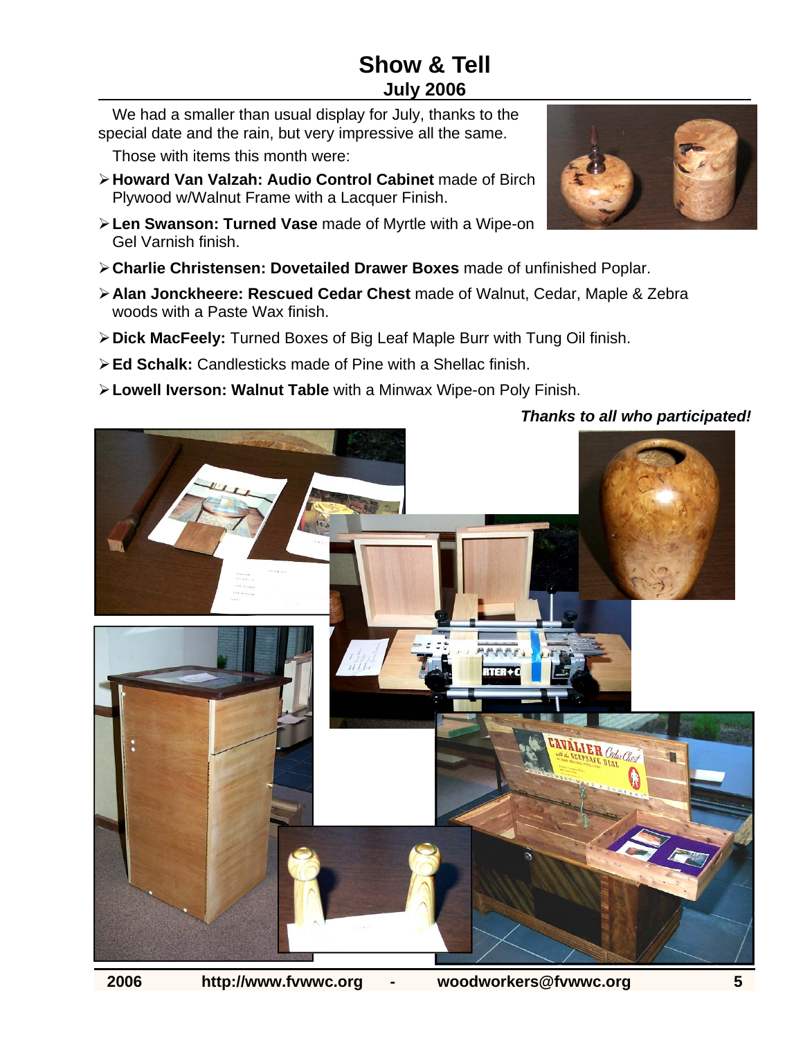# Show & Tell

## July 2006

We had a smaller than usual display for July, thanks to the special date and the rain, but very impressive all the same.

Those with items this month were:

- **Howard Van Valzah: Audio Control Cabinet** made of Birch Plywood w/Walnut Frame with a Lacquer Finish.
- **Len Swanson: Turned Vase** made of Myrtle with a Wipe-on Gel Varnish finish.
- **Charlie Christensen: Dovetailed Drawer Boxes** made of unfinished Poplar.
- **Alan Jonckheere: Rescued Cedar Chest** made of Walnut, Cedar, Maple & Zebra woods with a Paste Wax finish.
- **Dick MacFeely:** Turned Boxes of Big Leaf Maple Burr with Tung Oil finish.
- **Ed Schalk:** Candlesticks made of Pine with a Shellac finish.
- **Lowell Iverson: Walnut Table** with a Minwax Wipe-on Poly Finish.

***Thanks to all who participated!***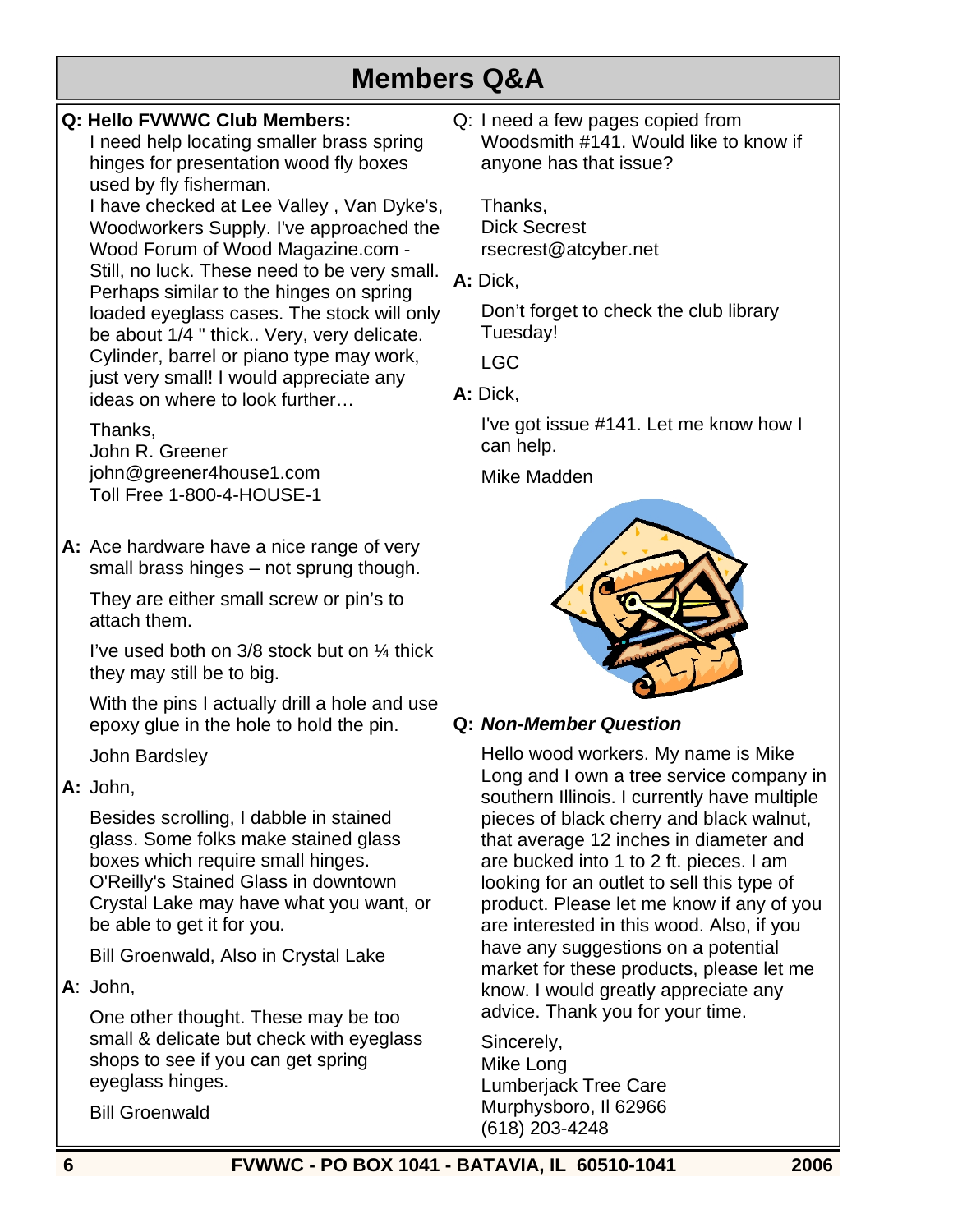# Members Q&A

**Q: Hello FVWWC Club Members:**

I need help locating smaller brass spring hinges for presentation wood fly boxes used by fly fisherman.

I have checked at Lee Valley , Van Dyke's, Woodworkers Supply. I've approached the Wood Forum of Wood Magazine.com - Still, no luck. These need to be very small. Perhaps similar to the hinges on spring loaded eyeglass cases. The stock will only be about 1/4 " thick.. Very, very delicate. Cylinder, barrel or piano type may work, just very small! I would appreciate any ideas on where to look further…

Thanks,
John R. Greener
john@greener4house1.com
Toll Free 1-800-4-HOUSE-1

**A:** Ace hardware have a nice range of very small brass hinges – not sprung though.

They are either small screw or pin's to attach them.

I've used both on 3/8 stock but on ¼ thick they may still be to big.

With the pins I actually drill a hole and use epoxy glue in the hole to hold the pin.

John Bardsley

**A:** John,

Besides scrolling, I dabble in stained glass. Some folks make stained glass boxes which require small hinges. O'Reilly's Stained Glass in downtown Crystal Lake may have what you want, or be able to get it for you.

Bill Groenwald, Also in Crystal Lake

**A**: John,

One other thought. These may be too small & delicate but check with eyeglass shops to see if you can get spring eyeglass hinges.

Bill Groenwald

Q: I need a few pages copied from Woodsmith #141. Would like to know if anyone has that issue?

Thanks,
Dick Secrest
rsecrest@atcyber.net

**A:** Dick,

Don't forget to check the club library Tuesday!

LGC

**A:** Dick,

I've got issue #141. Let me know how I can help.

Mike Madden

**Q:** ***Non-Member Question***

Hello wood workers. My name is Mike Long and I own a tree service company in southern Illinois. I currently have multiple pieces of black cherry and black walnut, that average 12 inches in diameter and are bucked into 1 to 2 ft. pieces. I am looking for an outlet to sell this type of product. Please let me know if any of you are interested in this wood. Also, if you have any suggestions on a potential market for these products, please let me know. I would greatly appreciate any advice. Thank you for your time.

Sincerely,
Mike Long
Lumberjack Tree Care
Murphysboro, Il 62966
(618) 203-4248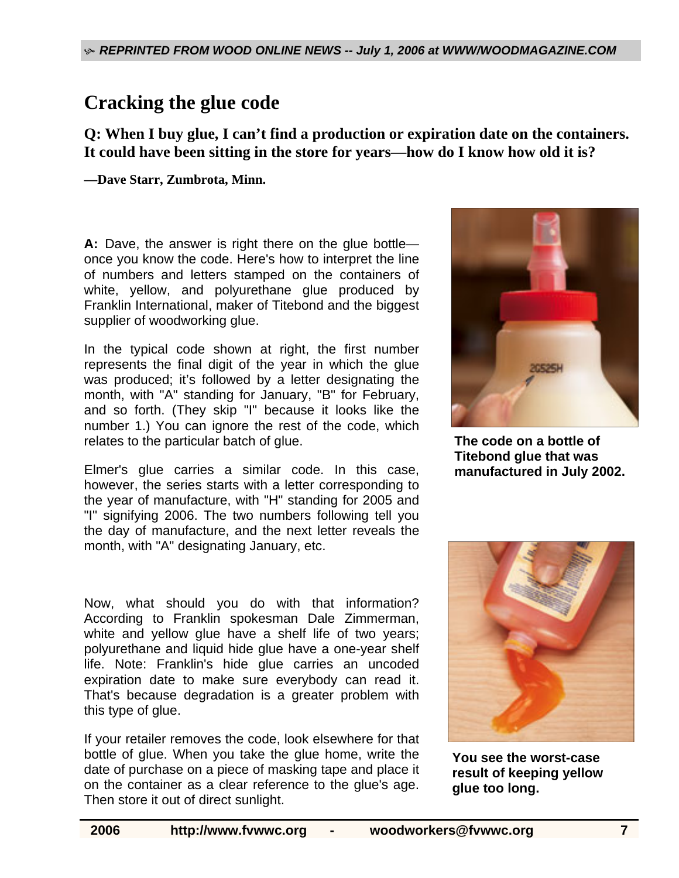REPRINTED FROM WOOD ONLINE NEWS -- July 1, 2006 at WWW/WOODMAGAZINE.COM

# Cracking the glue code

**Q: When I buy glue, I can't find a production or expiration date on the containers. It could have been sitting in the store for years—how do I know how old it is?**

**—Dave Starr, Zumbrota, Minn.**

**A:** Dave, the answer is right there on the glue bottle—once you know the code. Here's how to interpret the line of numbers and letters stamped on the containers of white, yellow, and polyurethane glue produced by Franklin International, maker of Titebond and the biggest supplier of woodworking glue.

In the typical code shown at right, the first number represents the final digit of the year in which the glue was produced; it's followed by a letter designating the month, with "A" standing for January, "B" for February, and so forth. (They skip "I" because it looks like the number 1.) You can ignore the rest of the code, which relates to the particular batch of glue.

**The code on a bottle of Titebond glue that was manufactured in July 2002.**

Elmer's glue carries a similar code. In this case, however, the series starts with a letter corresponding to the year of manufacture, with "H" standing for 2005 and "I" signifying 2006. The two numbers following tell you the day of manufacture, and the next letter reveals the month, with "A" designating January, etc.

Now, what should you do with that information? According to Franklin spokesman Dale Zimmerman, white and yellow glue have a shelf life of two years; polyurethane and liquid hide glue have a one-year shelf life. Note: Franklin's hide glue carries an uncoded expiration date to make sure everybody can read it. That's because degradation is a greater problem with this type of glue.

If your retailer removes the code, look elsewhere for that bottle of glue. When you take the glue home, write the date of purchase on a piece of masking tape and place it on the container as a clear reference to the glue's age. Then store it out of direct sunlight.

**You see the worst-case result of keeping yellow glue too long.**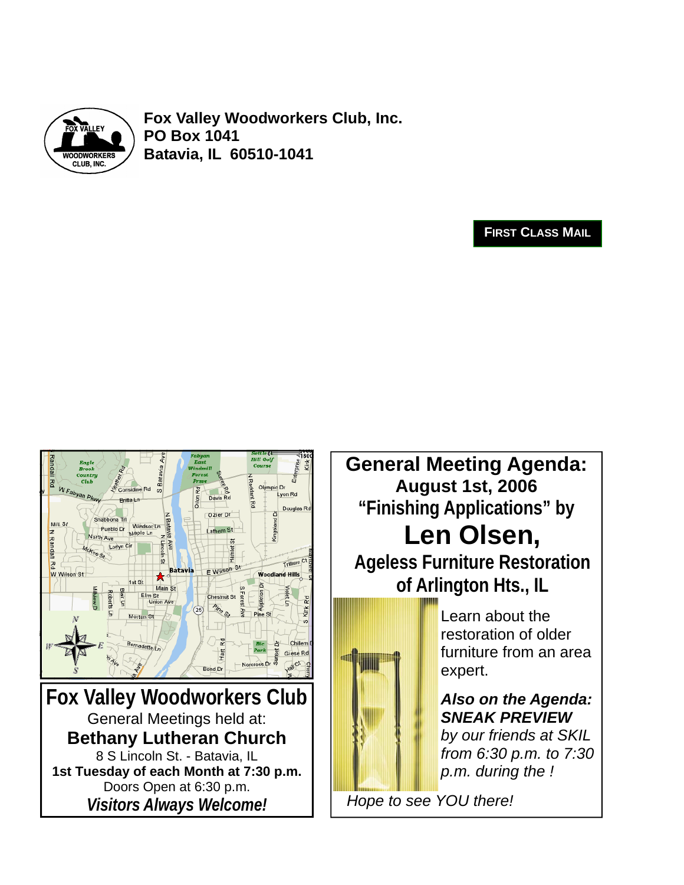**Fox Valley Woodworkers Club, Inc.**
**PO Box 1041**
**Batavia, IL 60510-1041**

**FIRST CLASS MAIL**

## Fox Valley Woodworkers Club

General Meetings held at:

**Bethany Lutheran Church**

8 S Lincoln St. - Batavia, IL

**1st Tuesday of each Month at 7:30 p.m.**

Doors Open at 6:30 p.m.

***Visitors Always Welcome!***

## General Meeting Agenda:

### August 1st, 2006

### "Finishing Applications" by

# Len Olsen,

### Ageless Furniture Restoration of Arlington Hts., IL

Learn about the restoration of older furniture from an area expert.

***Also on the Agenda: SNEAK PREVIEW***
*by our friends at SKIL from 6:30 p.m. to 7:30 p.m. during the !*

*Hope to see YOU there!*